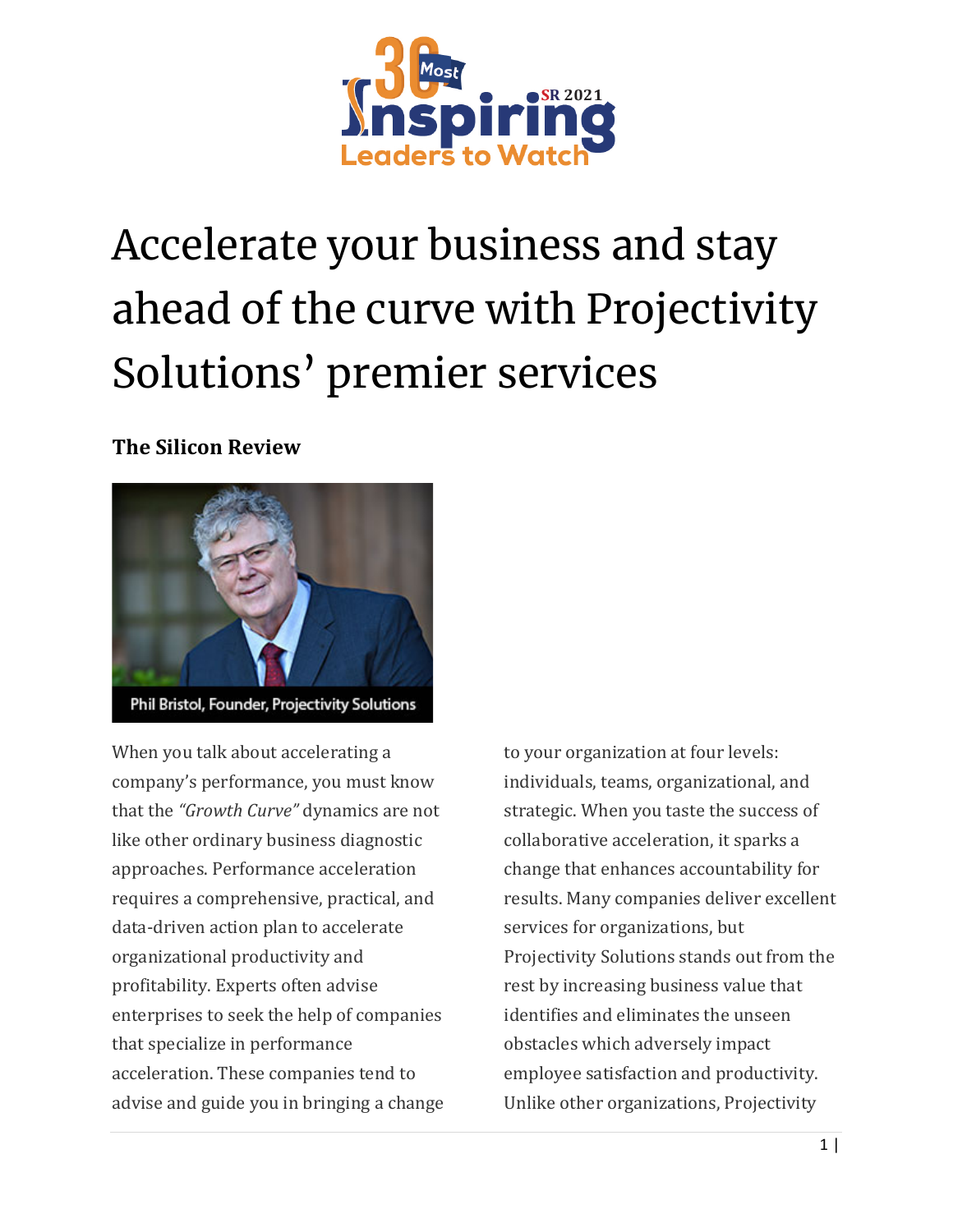# Accelerate your business and stay ahead of the curve with Projectivity Solutions' premier services

**The Silicon Review**

Phil Bristol, Founder, Projectivity Solutions

When you talk about accelerating a company's performance, you must know that the *"Growth Curve"* dynamics are not like other ordinary business diagnostic approaches. Performance acceleration requires a comprehensive, practical, and data-driven action plan to accelerate organizational productivity and profitability. Experts often advise enterprises to seek the help of companies that specialize in performance acceleration. These companies tend to advise and guide you in bringing a change to your organization at four levels: individuals, teams, organizational, and strategic. When you taste the success of collaborative acceleration, it sparks a change that enhances accountability for results. Many companies deliver excellent services for organizations, but Projectivity Solutions stands out from the rest by increasing business value that identifies and eliminates the unseen obstacles which adversely impact employee satisfaction and productivity. Unlike other organizations, Projectivity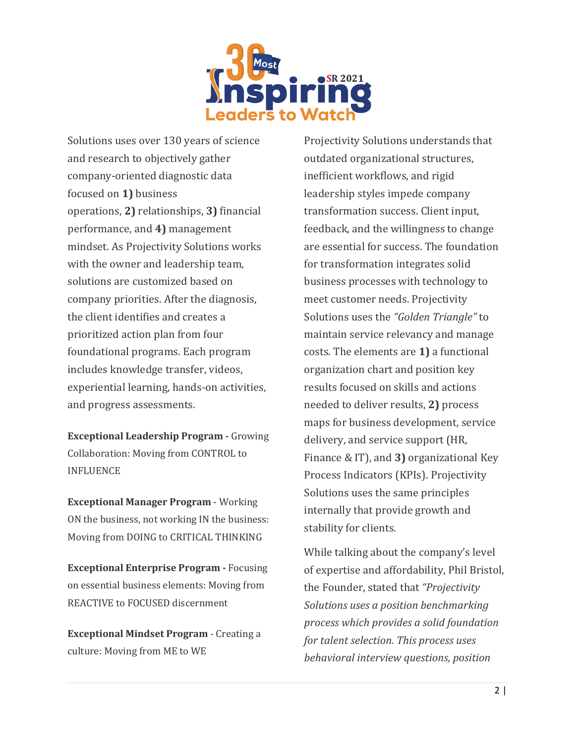Solutions uses over 130 years of science and research to objectively gather company-oriented diagnostic data focused on **1)** business operations, **2)** relationships, **3)** financial performance, and **4)** management mindset. As Projectivity Solutions works with the owner and leadership team, solutions are customized based on company priorities. After the diagnosis, the client identifies and creates a prioritized action plan from four foundational programs. Each program includes knowledge transfer, videos, experiential learning, hands-on activities, and progress assessments.

**Exceptional Leadership Program -** Growing Collaboration: Moving from CONTROL to INFLUENCE

**Exceptional Manager Program** - Working ON the business, not working IN the business: Moving from DOING to CRITICAL THINKING

**Exceptional Enterprise Program -** Focusing on essential business elements: Moving from REACTIVE to FOCUSED discernment

**Exceptional Mindset Program** - Creating a culture: Moving from ME to WE

Projectivity Solutions understands that outdated organizational structures, inefficient workflows, and rigid leadership styles impede company transformation success. Client input, feedback, and the willingness to change are essential for success. The foundation for transformation integrates solid business processes with technology to meet customer needs. Projectivity Solutions uses the *"Golden Triangle"* to maintain service relevancy and manage costs. The elements are **1)** a functional organization chart and position key results focused on skills and actions needed to deliver results, **2)** process maps for business development, service delivery, and service support (HR, Finance & IT), and **3)** organizational Key Process Indicators (KPIs). Projectivity Solutions uses the same principles internally that provide growth and stability for clients.

While talking about the company's level of expertise and affordability, Phil Bristol, the Founder, stated that *"Projectivity Solutions uses a position benchmarking process which provides a solid foundation for talent selection. This process uses behavioral interview questions, position*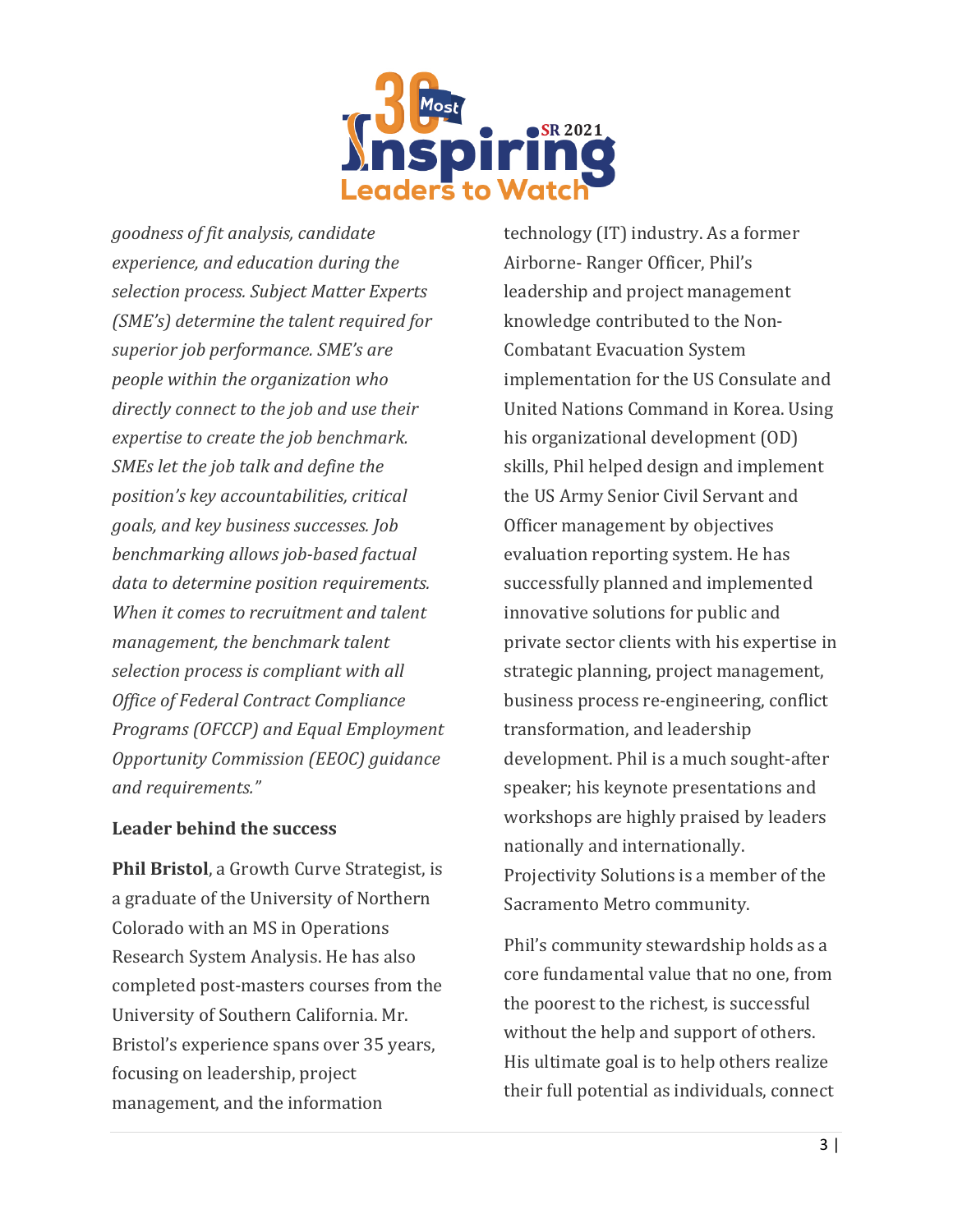*goodness of fit analysis, candidate experience, and education during the selection process. Subject Matter Experts (SME's) determine the talent required for superior job performance. SME's are people within the organization who directly connect to the job and use their expertise to create the job benchmark. SMEs let the job talk and define the position's key accountabilities, critical goals, and key business successes. Job benchmarking allows job-based factual data to determine position requirements. When it comes to recruitment and talent management, the benchmark talent selection process is compliant with all Office of Federal Contract Compliance Programs (OFCCP) and Equal Employment Opportunity Commission (EEOC) guidance and requirements."*

**Leader behind the success**

**Phil Bristol**, a Growth Curve Strategist, is a graduate of the University of Northern Colorado with an MS in Operations Research System Analysis. He has also completed post-masters courses from the University of Southern California. Mr. Bristol's experience spans over 35 years, focusing on leadership, project management, and the information technology (IT) industry. As a former Airborne- Ranger Officer, Phil's leadership and project management knowledge contributed to the Non-Combatant Evacuation System implementation for the US Consulate and United Nations Command in Korea. Using his organizational development (OD) skills, Phil helped design and implement the US Army Senior Civil Servant and Officer management by objectives evaluation reporting system. He has successfully planned and implemented innovative solutions for public and private sector clients with his expertise in strategic planning, project management, business process re-engineering, conflict transformation, and leadership development. Phil is a much sought-after speaker; his keynote presentations and workshops are highly praised by leaders nationally and internationally. Projectivity Solutions is a member of the Sacramento Metro community.

Phil's community stewardship holds as a core fundamental value that no one, from the poorest to the richest, is successful without the help and support of others. His ultimate goal is to help others realize their full potential as individuals, connect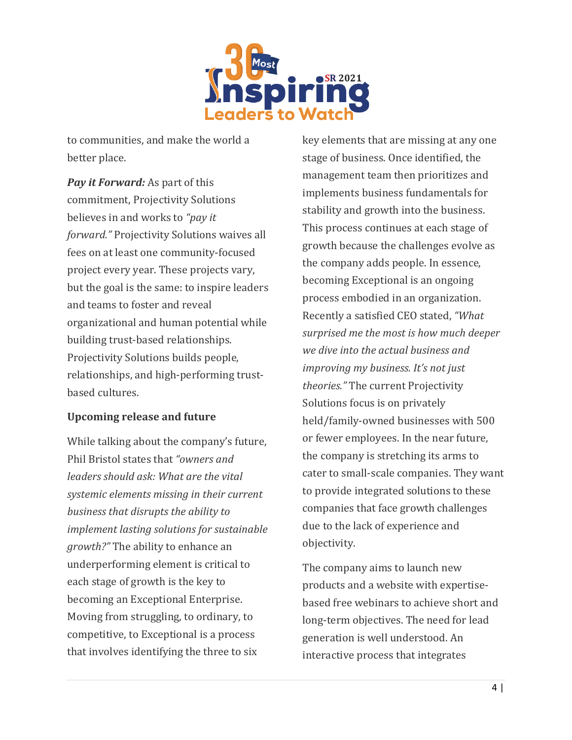to communities, and make the world a better place.

***Pay it Forward:*** As part of this commitment, Projectivity Solutions believes in and works to *"pay it forward."* Projectivity Solutions waives all fees on at least one community-focused project every year. These projects vary, but the goal is the same: to inspire leaders and teams to foster and reveal organizational and human potential while building trust-based relationships. Projectivity Solutions builds people, relationships, and high-performing trust-based cultures.

**Upcoming release and future**

While talking about the company's future, Phil Bristol states that *"owners and leaders should ask: What are the vital systemic elements missing in their current business that disrupts the ability to implement lasting solutions for sustainable growth?"* The ability to enhance an underperforming element is critical to each stage of growth is the key to becoming an Exceptional Enterprise. Moving from struggling, to ordinary, to competitive, to Exceptional is a process that involves identifying the three to six key elements that are missing at any one stage of business. Once identified, the management team then prioritizes and implements business fundamentals for stability and growth into the business. This process continues at each stage of growth because the challenges evolve as the company adds people. In essence, becoming Exceptional is an ongoing process embodied in an organization. Recently a satisfied CEO stated, *"What surprised me the most is how much deeper we dive into the actual business and improving my business. It's not just theories."* The current Projectivity Solutions focus is on privately held/family-owned businesses with 500 or fewer employees. In the near future, the company is stretching its arms to cater to small-scale companies. They want to provide integrated solutions to these companies that face growth challenges due to the lack of experience and objectivity.

The company aims to launch new products and a website with expertise-based free webinars to achieve short and long-term objectives. The need for lead generation is well understood. An interactive process that integrates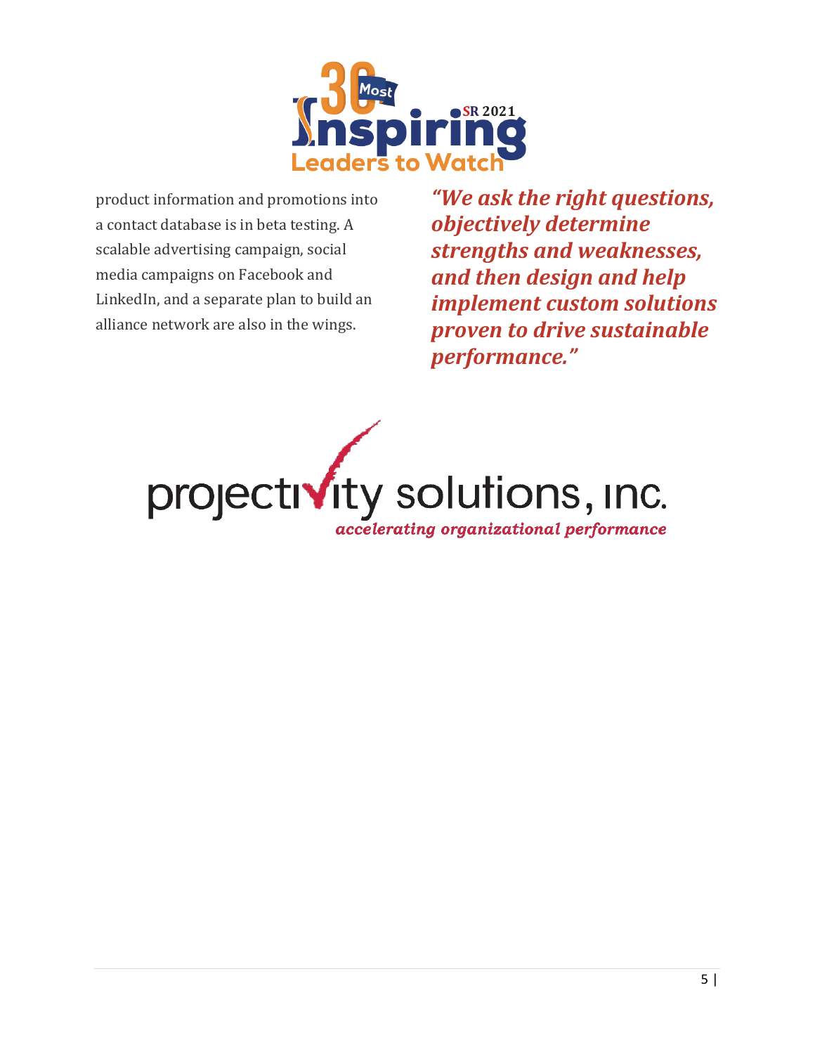product information and promotions into a contact database is in beta testing. A scalable advertising campaign, social media campaigns on Facebook and LinkedIn, and a separate plan to build an alliance network are also in the wings.

***"We ask the right questions, objectively determine strengths and weaknesses, and then design and help implement custom solutions proven to drive sustainable performance."***

projectivity solutions, inc.

*accelerating organizational performance*